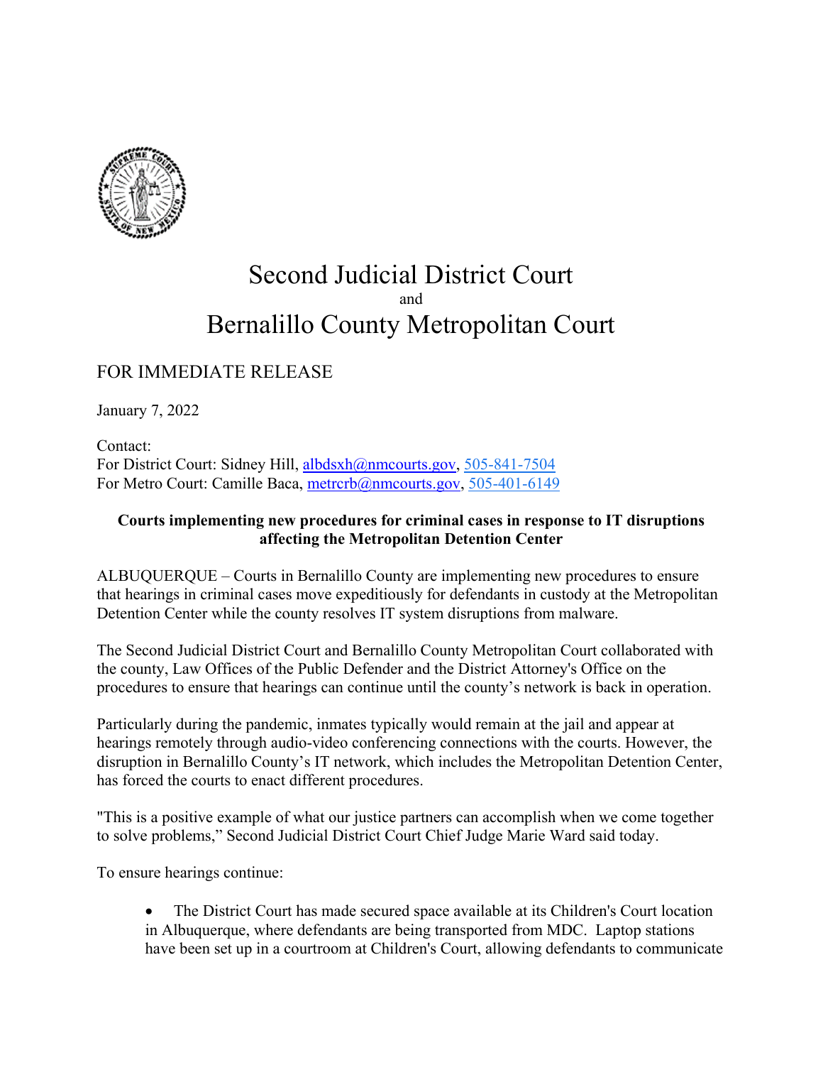# Second Judicial District Court

and

# Bernalillo County Metropolitan Court

FOR IMMEDIATE RELEASE

January 7, 2022

Contact:
For District Court: Sidney Hill, albdsxh@nmcourts.gov, 505-841-7504
For Metro Court: Camille Baca, metrcrb@nmcourts.gov, 505-401-6149

**Courts implementing new procedures for criminal cases in response to IT disruptions affecting the Metropolitan Detention Center**

ALBUQUERQUE – Courts in Bernalillo County are implementing new procedures to ensure that hearings in criminal cases move expeditiously for defendants in custody at the Metropolitan Detention Center while the county resolves IT system disruptions from malware.

The Second Judicial District Court and Bernalillo County Metropolitan Court collaborated with the county, Law Offices of the Public Defender and the District Attorney's Office on the procedures to ensure that hearings can continue until the county's network is back in operation.

Particularly during the pandemic, inmates typically would remain at the jail and appear at hearings remotely through audio-video conferencing connections with the courts. However, the disruption in Bernalillo County's IT network, which includes the Metropolitan Detention Center, has forced the courts to enact different procedures.

"This is a positive example of what our justice partners can accomplish when we come together to solve problems," Second Judicial District Court Chief Judge Marie Ward said today.

To ensure hearings continue:

- The District Court has made secured space available at its Children's Court location in Albuquerque, where defendants are being transported from MDC. Laptop stations have been set up in a courtroom at Children's Court, allowing defendants to communicate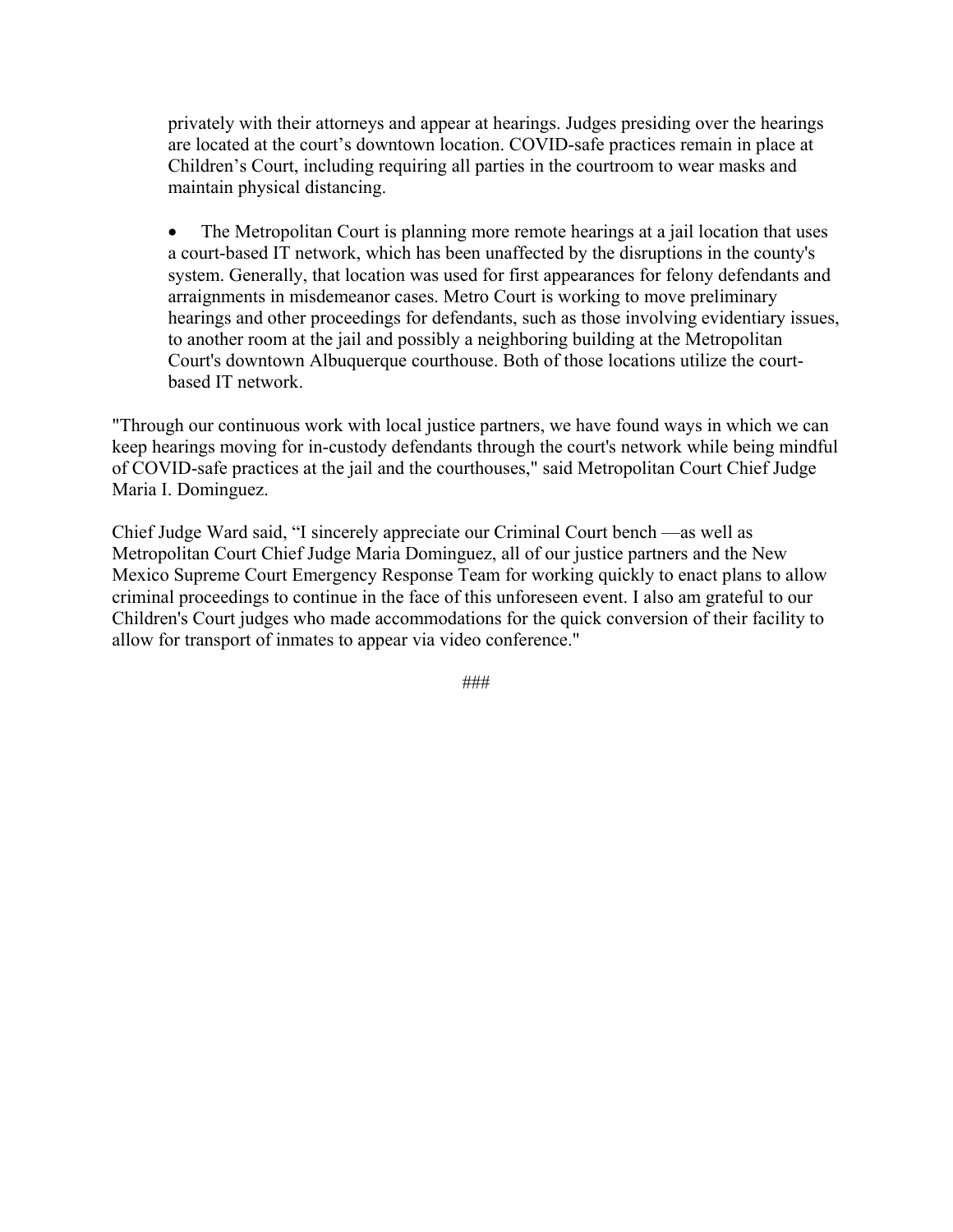privately with their attorneys and appear at hearings. Judges presiding over the hearings are located at the court's downtown location. COVID-safe practices remain in place at Children's Court, including requiring all parties in the courtroom to wear masks and maintain physical distancing.

- The Metropolitan Court is planning more remote hearings at a jail location that uses a court-based IT network, which has been unaffected by the disruptions in the county's system. Generally, that location was used for first appearances for felony defendants and arraignments in misdemeanor cases. Metro Court is working to move preliminary hearings and other proceedings for defendants, such as those involving evidentiary issues, to another room at the jail and possibly a neighboring building at the Metropolitan Court's downtown Albuquerque courthouse. Both of those locations utilize the court-based IT network.

"Through our continuous work with local justice partners, we have found ways in which we can keep hearings moving for in-custody defendants through the court's network while being mindful of COVID-safe practices at the jail and the courthouses," said Metropolitan Court Chief Judge Maria I. Dominguez.

Chief Judge Ward said, "I sincerely appreciate our Criminal Court bench —as well as Metropolitan Court Chief Judge Maria Dominguez, all of our justice partners and the New Mexico Supreme Court Emergency Response Team for working quickly to enact plans to allow criminal proceedings to continue in the face of this unforeseen event. I also am grateful to our Children's Court judges who made accommodations for the quick conversion of their facility to allow for transport of inmates to appear via video conference."

###